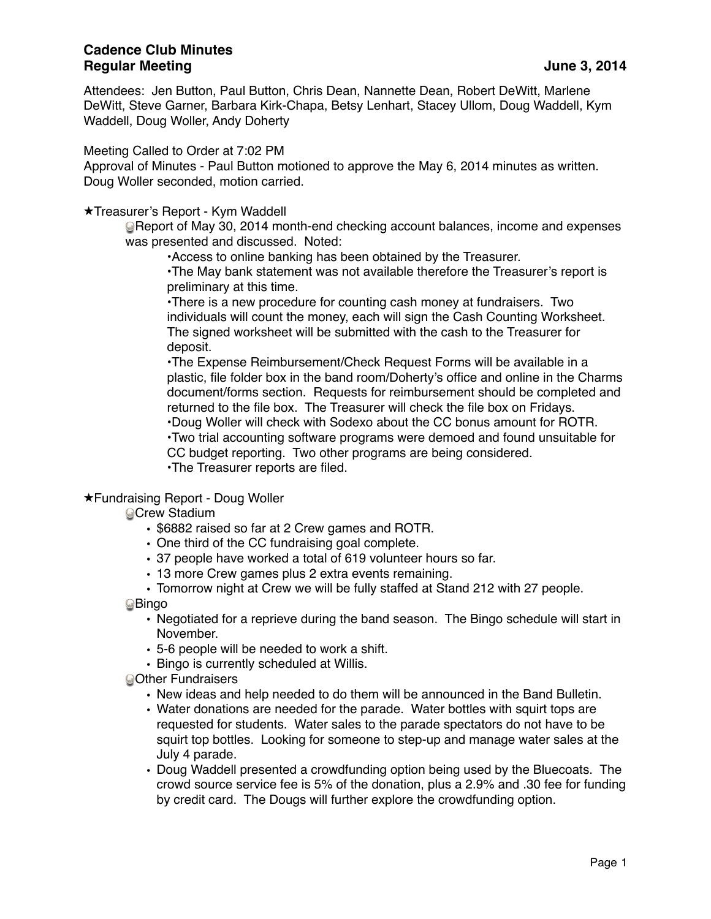# Cadence Club Minutes
## Regular Meeting — June 3, 2014

Attendees: Jen Button, Paul Button, Chris Dean, Nannette Dean, Robert DeWitt, Marlene DeWitt, Steve Garner, Barbara Kirk-Chapa, Betsy Lenhart, Stacey Ullom, Doug Waddell, Kym Waddell, Doug Woller, Andy Doherty

Meeting Called to Order at 7:02 PM

Approval of Minutes - Paul Button motioned to approve the May 6, 2014 minutes as written. Doug Woller seconded, motion carried.

★Treasurer's Report - Kym Waddell

- Report of May 30, 2014 month-end checking account balances, income and expenses was presented and discussed. Noted:
  - Access to online banking has been obtained by the Treasurer.
  - The May bank statement was not available therefore the Treasurer's report is preliminary at this time.
  - There is a new procedure for counting cash money at fundraisers. Two individuals will count the money, each will sign the Cash Counting Worksheet. The signed worksheet will be submitted with the cash to the Treasurer for deposit.
  - The Expense Reimbursement/Check Request Forms will be available in a plastic, file folder box in the band room/Doherty's office and online in the Charms document/forms section. Requests for reimbursement should be completed and returned to the file box. The Treasurer will check the file box on Fridays.
  - Doug Woller will check with Sodexo about the CC bonus amount for ROTR.
  - Two trial accounting software programs were demoed and found unsuitable for CC budget reporting. Two other programs are being considered.
  - The Treasurer reports are filed.

★Fundraising Report - Doug Woller

- Crew Stadium
  - $6882 raised so far at 2 Crew games and ROTR.
  - One third of the CC fundraising goal complete.
  - 37 people have worked a total of 619 volunteer hours so far.
  - 13 more Crew games plus 2 extra events remaining.
  - Tomorrow night at Crew we will be fully staffed at Stand 212 with 27 people.
- Bingo
  - Negotiated for a reprieve during the band season. The Bingo schedule will start in November.
  - 5-6 people will be needed to work a shift.
  - Bingo is currently scheduled at Willis.
- Other Fundraisers
  - New ideas and help needed to do them will be announced in the Band Bulletin.
  - Water donations are needed for the parade. Water bottles with squirt tops are requested for students. Water sales to the parade spectators do not have to be squirt top bottles. Looking for someone to step-up and manage water sales at the July 4 parade.
  - Doug Waddell presented a crowdfunding option being used by the Bluecoats. The crowd source service fee is 5% of the donation, plus a 2.9% and .30 fee for funding by credit card. The Dougs will further explore the crowdfunding option.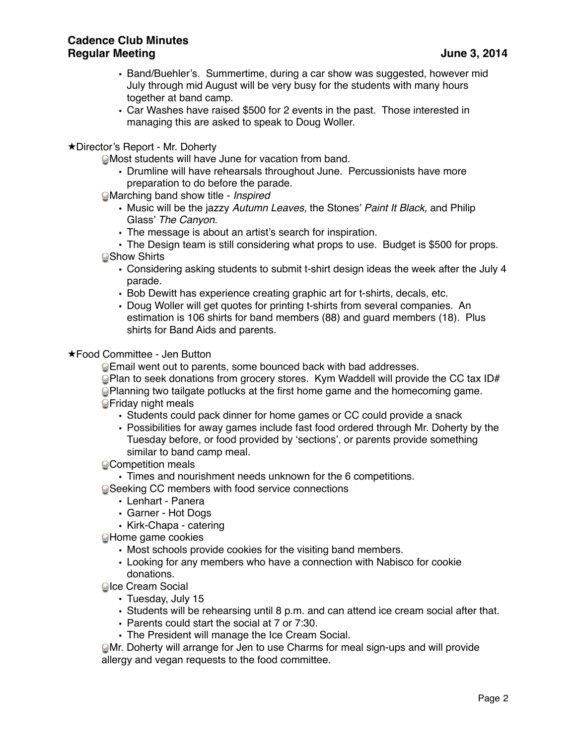- Band/Buehler's. Summertime, during a car show was suggested, however mid July through mid August will be very busy for the students with many hours together at band camp.
- Car Washes have raised $500 for 2 events in the past. Those interested in managing this are asked to speak to Doug Woller.

★Director's Report - Mr. Doherty

- Most students will have June for vacation from band.
  - Drumline will have rehearsals throughout June. Percussionists have more preparation to do before the parade.
- Marching band show title - *Inspired*
  - Music will be the jazzy *Autumn Leaves,* the Stones' *Paint It Black,* and Philip Glass' *The Canyon.*
  - The message is about an artist's search for inspiration.
  - The Design team is still considering what props to use. Budget is $500 for props.
- Show Shirts
  - Considering asking students to submit t-shirt design ideas the week after the July 4 parade.
  - Bob Dewitt has experience creating graphic art for t-shirts, decals, etc.
  - Doug Woller will get quotes for printing t-shirts from several companies. An estimation is 106 shirts for band members (88) and guard members (18). Plus shirts for Band Aids and parents.

★Food Committee - Jen Button

- Email went out to parents, some bounced back with bad addresses.
- Plan to seek donations from grocery stores. Kym Waddell will provide the CC tax ID#
- Planning two tailgate potlucks at the first home game and the homecoming game.
- Friday night meals
  - Students could pack dinner for home games or CC could provide a snack
  - Possibilities for away games include fast food ordered through Mr. Doherty by the Tuesday before, or food provided by 'sections', or parents provide something similar to band camp meal.
- Competition meals
  - Times and nourishment needs unknown for the 6 competitions.
- Seeking CC members with food service connections
  - Lenhart - Panera
  - Garner - Hot Dogs
  - Kirk-Chapa - catering
- Home game cookies
  - Most schools provide cookies for the visiting band members.
  - Looking for any members who have a connection with Nabisco for cookie donations.
- Ice Cream Social
  - Tuesday, July 15
  - Students will be rehearsing until 8 p.m. and can attend ice cream social after that.
  - Parents could start the social at 7 or 7:30.
  - The President will manage the Ice Cream Social.
- Mr. Doherty will arrange for Jen to use Charms for meal sign-ups and will provide allergy and vegan requests to the food committee.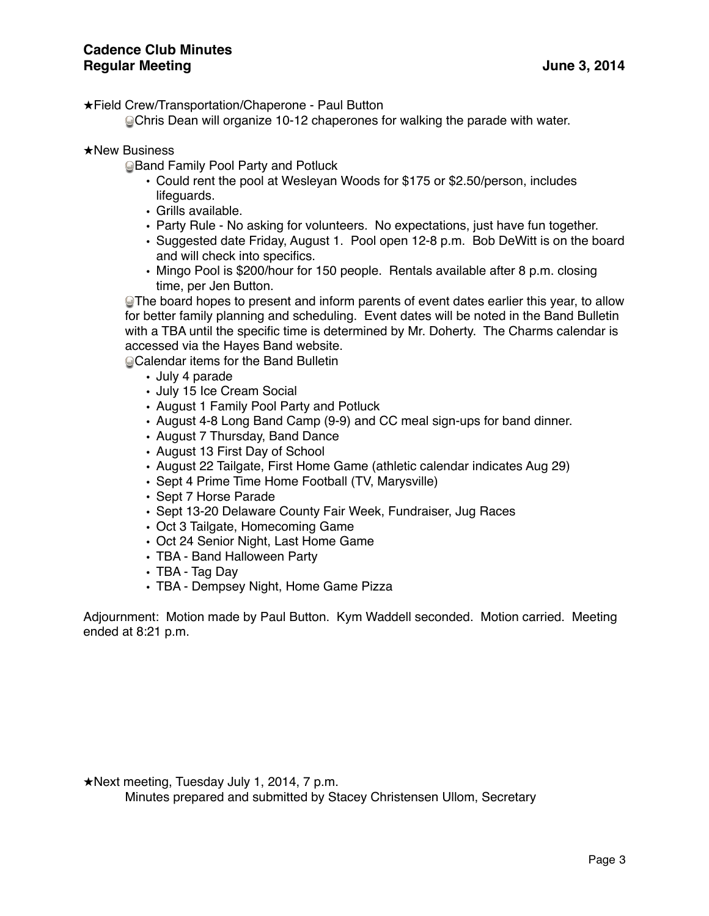★Field Crew/Transportation/Chaperone - Paul Button

- Chris Dean will organize 10-12 chaperones for walking the parade with water.

★New Business

- Band Family Pool Party and Potluck
  - Could rent the pool at Wesleyan Woods for $175 or $2.50/person, includes lifeguards.
  - Grills available.
  - Party Rule - No asking for volunteers. No expectations, just have fun together.
  - Suggested date Friday, August 1. Pool open 12-8 p.m. Bob DeWitt is on the board and will check into specifics.
  - Mingo Pool is $200/hour for 150 people. Rentals available after 8 p.m. closing time, per Jen Button.
- The board hopes to present and inform parents of event dates earlier this year, to allow for better family planning and scheduling. Event dates will be noted in the Band Bulletin with a TBA until the specific time is determined by Mr. Doherty. The Charms calendar is accessed via the Hayes Band website.
- Calendar items for the Band Bulletin
  - July 4 parade
  - July 15 Ice Cream Social
  - August 1 Family Pool Party and Potluck
  - August 4-8 Long Band Camp (9-9) and CC meal sign-ups for band dinner.
  - August 7 Thursday, Band Dance
  - August 13 First Day of School
  - August 22 Tailgate, First Home Game (athletic calendar indicates Aug 29)
  - Sept 4 Prime Time Home Football (TV, Marysville)
  - Sept 7 Horse Parade
  - Sept 13-20 Delaware County Fair Week, Fundraiser, Jug Races
  - Oct 3 Tailgate, Homecoming Game
  - Oct 24 Senior Night, Last Home Game
  - TBA - Band Halloween Party
  - TBA - Tag Day
  - TBA - Dempsey Night, Home Game Pizza

Adjournment: Motion made by Paul Button. Kym Waddell seconded. Motion carried. Meeting ended at 8:21 p.m.

★Next meeting, Tuesday July 1, 2014, 7 p.m.

Minutes prepared and submitted by Stacey Christensen Ullom, Secretary